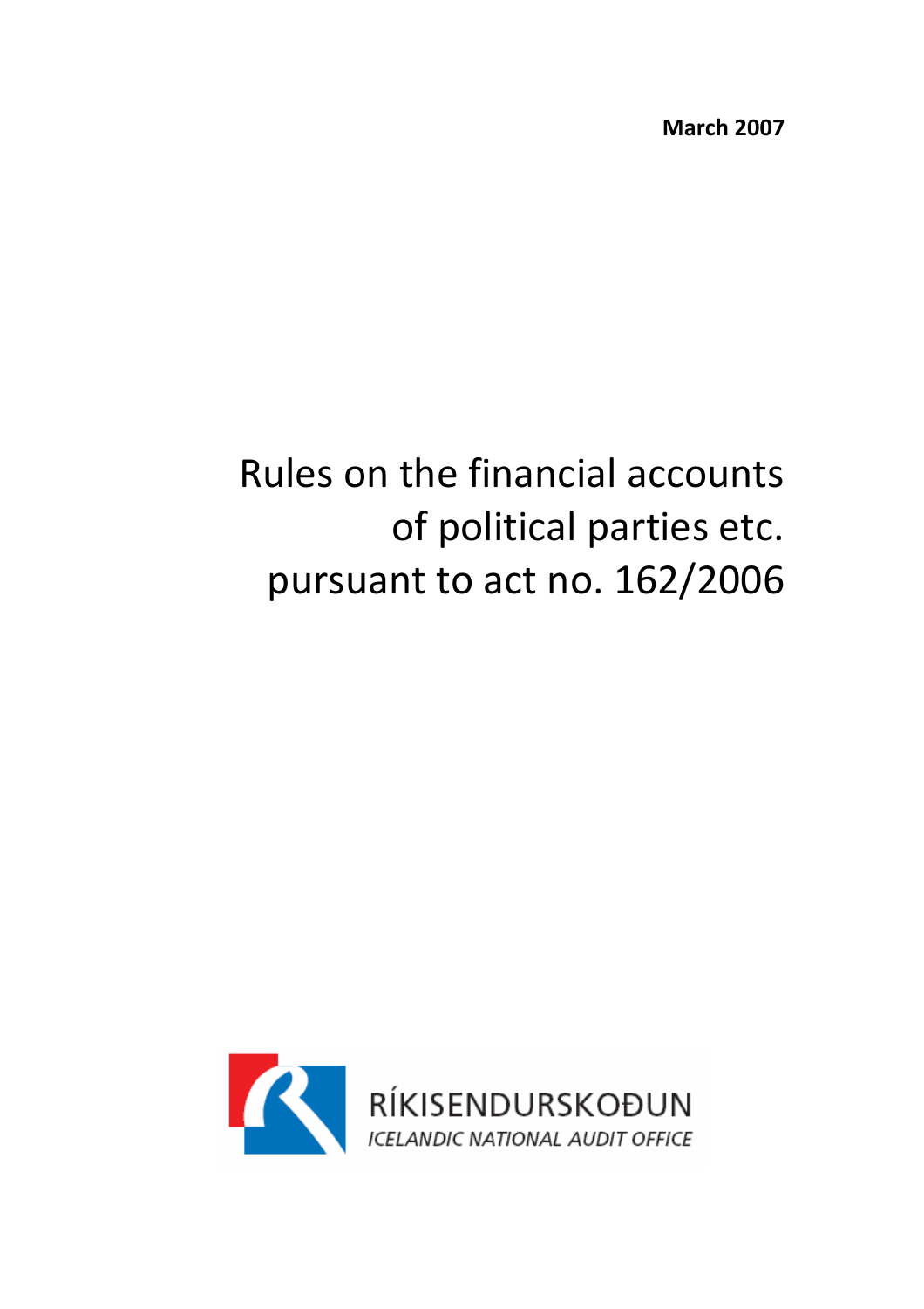**March 2007**

# Rules on the financial accounts of political parties etc. pursuant to act no. 162/2006

RÍKISENDURSKOÐUN

*ICELANDIC NATIONAL AUDIT OFFICE*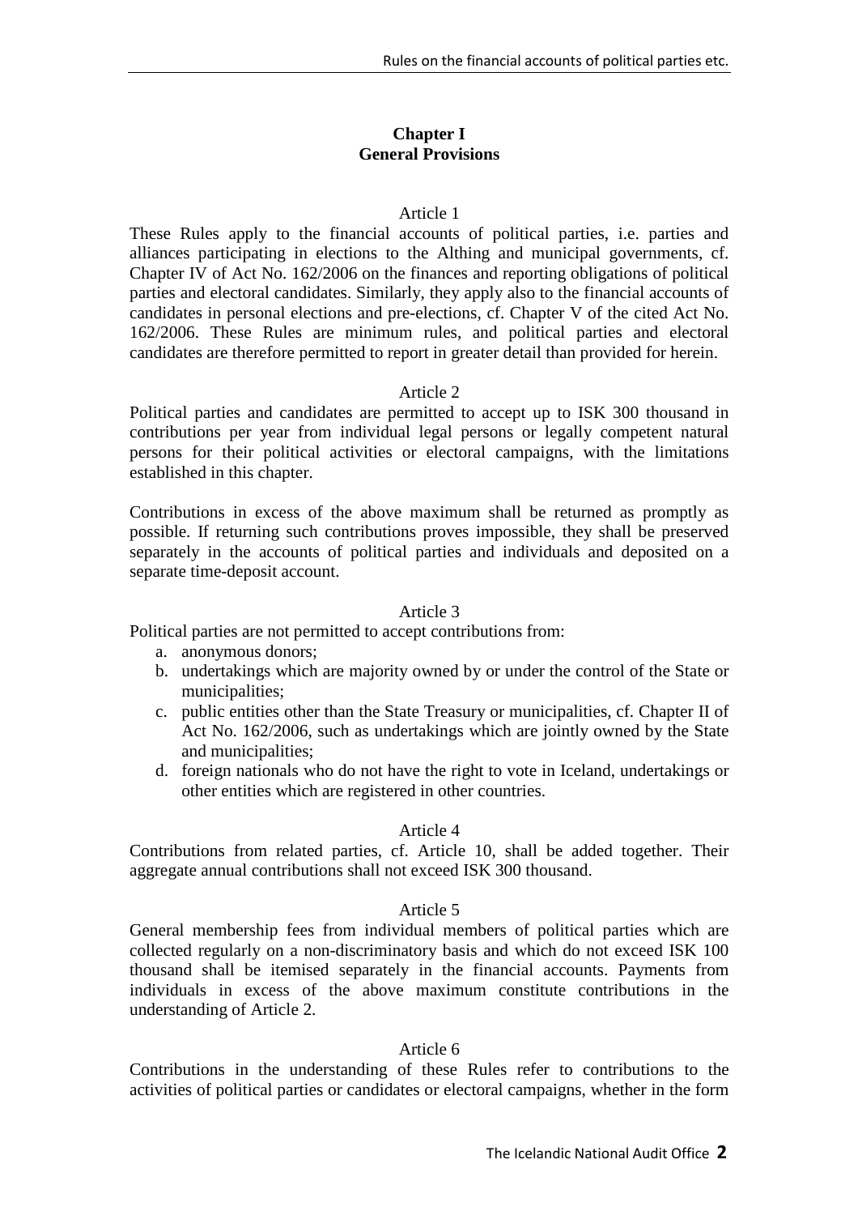## Chapter I
## General Provisions

### Article 1

These Rules apply to the financial accounts of political parties, i.e. parties and alliances participating in elections to the Althing and municipal governments, cf. Chapter IV of Act No. 162/2006 on the finances and reporting obligations of political parties and electoral candidates. Similarly, they apply also to the financial accounts of candidates in personal elections and pre-elections, cf. Chapter V of the cited Act No. 162/2006. These Rules are minimum rules, and political parties and electoral candidates are therefore permitted to report in greater detail than provided for herein.

### Article 2

Political parties and candidates are permitted to accept up to ISK 300 thousand in contributions per year from individual legal persons or legally competent natural persons for their political activities or electoral campaigns, with the limitations established in this chapter.

Contributions in excess of the above maximum shall be returned as promptly as possible. If returning such contributions proves impossible, they shall be preserved separately in the accounts of political parties and individuals and deposited on a separate time-deposit account.

### Article 3

Political parties are not permitted to accept contributions from:

a. anonymous donors;
b. undertakings which are majority owned by or under the control of the State or municipalities;
c. public entities other than the State Treasury or municipalities, cf. Chapter II of Act No. 162/2006, such as undertakings which are jointly owned by the State and municipalities;
d. foreign nationals who do not have the right to vote in Iceland, undertakings or other entities which are registered in other countries.

### Article 4

Contributions from related parties, cf. Article 10, shall be added together. Their aggregate annual contributions shall not exceed ISK 300 thousand.

### Article 5

General membership fees from individual members of political parties which are collected regularly on a non-discriminatory basis and which do not exceed ISK 100 thousand shall be itemised separately in the financial accounts. Payments from individuals in excess of the above maximum constitute contributions in the understanding of Article 2.

### Article 6

Contributions in the understanding of these Rules refer to contributions to the activities of political parties or candidates or electoral campaigns, whether in the form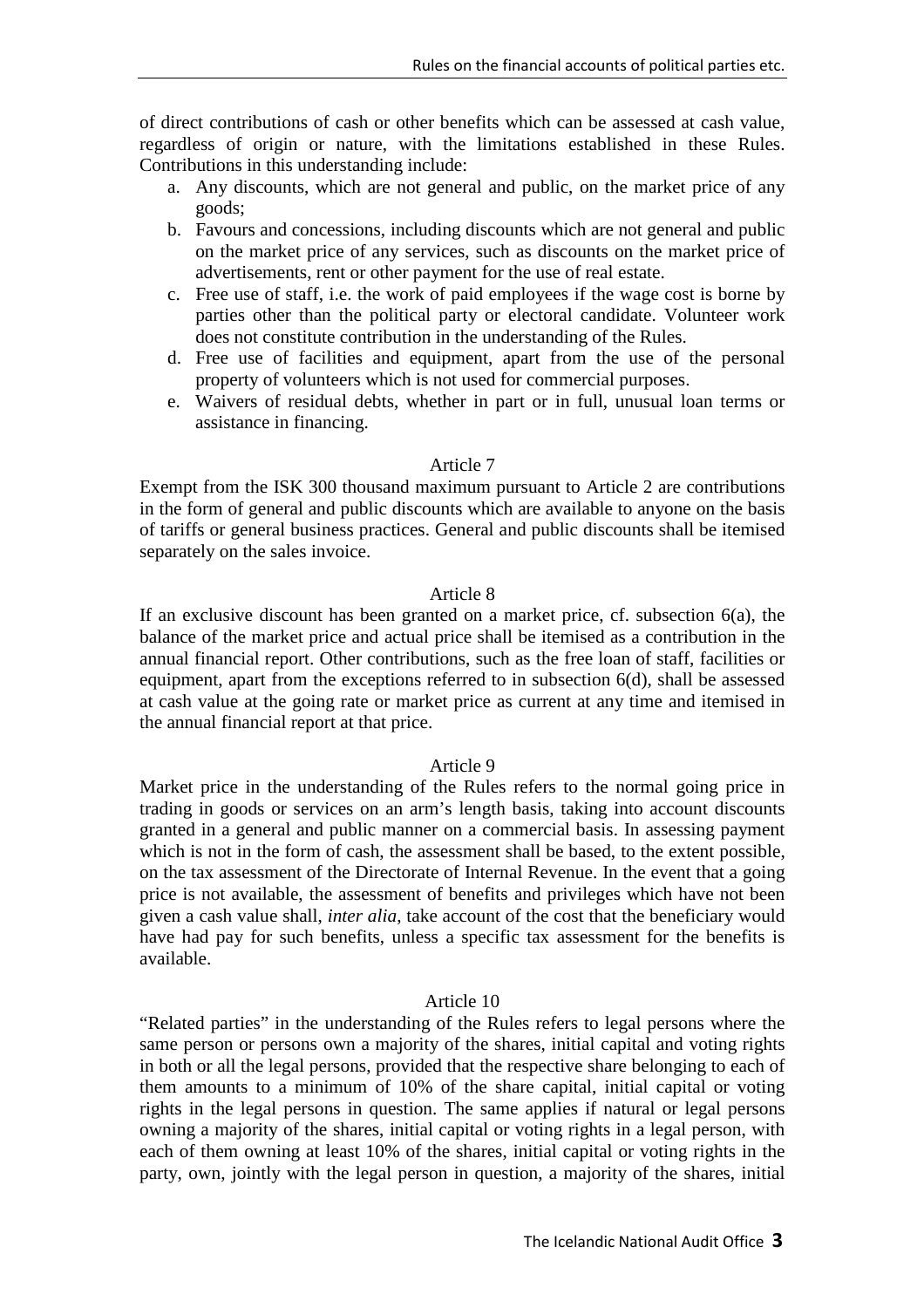of direct contributions of cash or other benefits which can be assessed at cash value, regardless of origin or nature, with the limitations established in these Rules. Contributions in this understanding include:

a. Any discounts, which are not general and public, on the market price of any goods;
b. Favours and concessions, including discounts which are not general and public on the market price of any services, such as discounts on the market price of advertisements, rent or other payment for the use of real estate.
c. Free use of staff, i.e. the work of paid employees if the wage cost is borne by parties other than the political party or electoral candidate. Volunteer work does not constitute contribution in the understanding of the Rules.
d. Free use of facilities and equipment, apart from the use of the personal property of volunteers which is not used for commercial purposes.
e. Waivers of residual debts, whether in part or in full, unusual loan terms or assistance in financing.

Article 7

Exempt from the ISK 300 thousand maximum pursuant to Article 2 are contributions in the form of general and public discounts which are available to anyone on the basis of tariffs or general business practices. General and public discounts shall be itemised separately on the sales invoice.

Article 8

If an exclusive discount has been granted on a market price, cf. subsection 6(a), the balance of the market price and actual price shall be itemised as a contribution in the annual financial report. Other contributions, such as the free loan of staff, facilities or equipment, apart from the exceptions referred to in subsection 6(d), shall be assessed at cash value at the going rate or market price as current at any time and itemised in the annual financial report at that price.

Article 9

Market price in the understanding of the Rules refers to the normal going price in trading in goods or services on an arm's length basis, taking into account discounts granted in a general and public manner on a commercial basis. In assessing payment which is not in the form of cash, the assessment shall be based, to the extent possible, on the tax assessment of the Directorate of Internal Revenue. In the event that a going price is not available, the assessment of benefits and privileges which have not been given a cash value shall, *inter alia*, take account of the cost that the beneficiary would have had pay for such benefits, unless a specific tax assessment for the benefits is available.

Article 10

"Related parties" in the understanding of the Rules refers to legal persons where the same person or persons own a majority of the shares, initial capital and voting rights in both or all the legal persons, provided that the respective share belonging to each of them amounts to a minimum of 10% of the share capital, initial capital or voting rights in the legal persons in question. The same applies if natural or legal persons owning a majority of the shares, initial capital or voting rights in a legal person, with each of them owning at least 10% of the shares, initial capital or voting rights in the party, own, jointly with the legal person in question, a majority of the shares, initial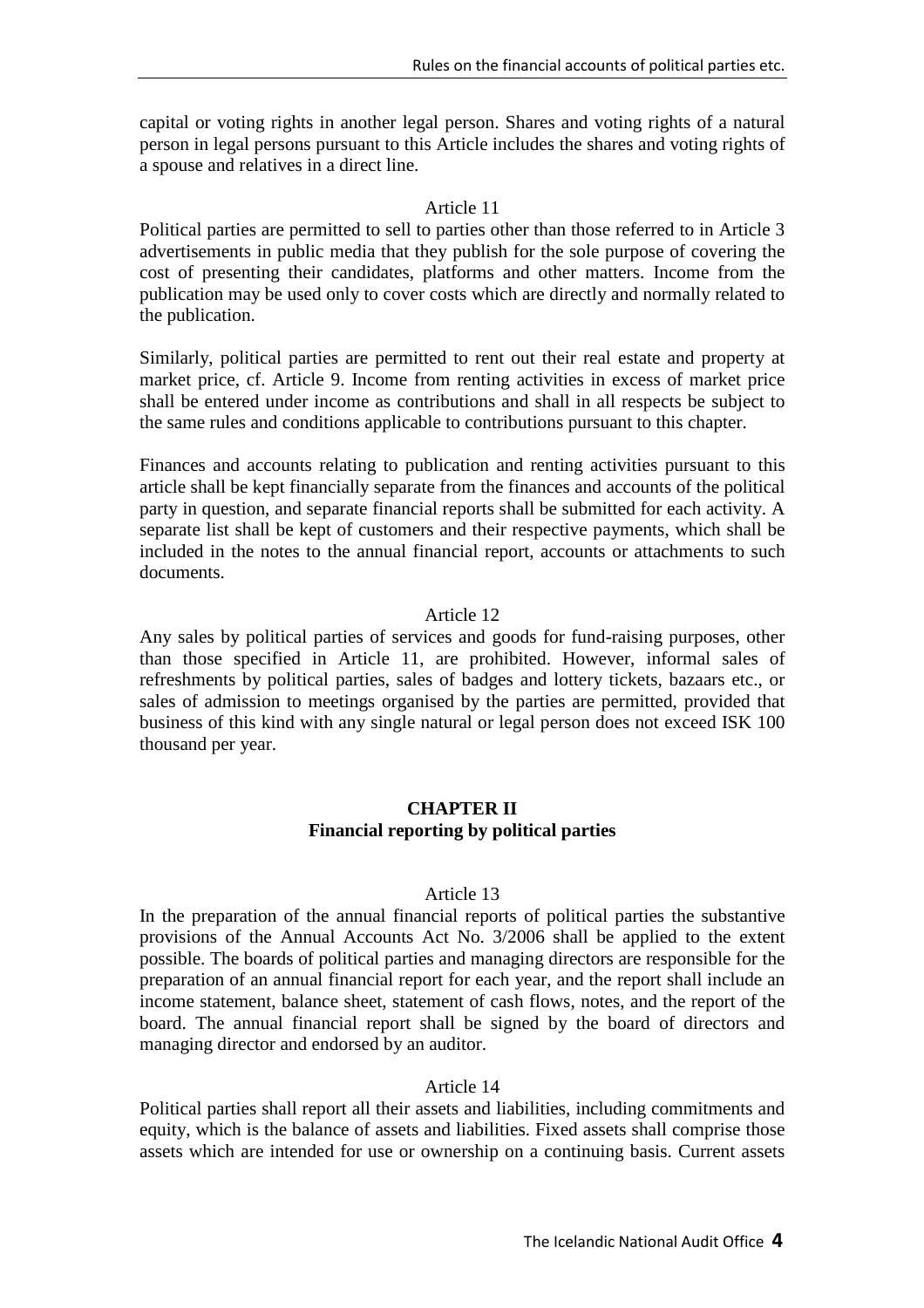capital or voting rights in another legal person. Shares and voting rights of a natural person in legal persons pursuant to this Article includes the shares and voting rights of a spouse and relatives in a direct line.

Article 11

Political parties are permitted to sell to parties other than those referred to in Article 3 advertisements in public media that they publish for the sole purpose of covering the cost of presenting their candidates, platforms and other matters. Income from the publication may be used only to cover costs which are directly and normally related to the publication.

Similarly, political parties are permitted to rent out their real estate and property at market price, cf. Article 9. Income from renting activities in excess of market price shall be entered under income as contributions and shall in all respects be subject to the same rules and conditions applicable to contributions pursuant to this chapter.

Finances and accounts relating to publication and renting activities pursuant to this article shall be kept financially separate from the finances and accounts of the political party in question, and separate financial reports shall be submitted for each activity. A separate list shall be kept of customers and their respective payments, which shall be included in the notes to the annual financial report, accounts or attachments to such documents.

Article 12

Any sales by political parties of services and goods for fund-raising purposes, other than those specified in Article 11, are prohibited. However, informal sales of refreshments by political parties, sales of badges and lottery tickets, bazaars etc., or sales of admission to meetings organised by the parties are permitted, provided that business of this kind with any single natural or legal person does not exceed ISK 100 thousand per year.

## CHAPTER II
## Financial reporting by political parties

Article 13

In the preparation of the annual financial reports of political parties the substantive provisions of the Annual Accounts Act No. 3/2006 shall be applied to the extent possible. The boards of political parties and managing directors are responsible for the preparation of an annual financial report for each year, and the report shall include an income statement, balance sheet, statement of cash flows, notes, and the report of the board. The annual financial report shall be signed by the board of directors and managing director and endorsed by an auditor.

Article 14

Political parties shall report all their assets and liabilities, including commitments and equity, which is the balance of assets and liabilities. Fixed assets shall comprise those assets which are intended for use or ownership on a continuing basis. Current assets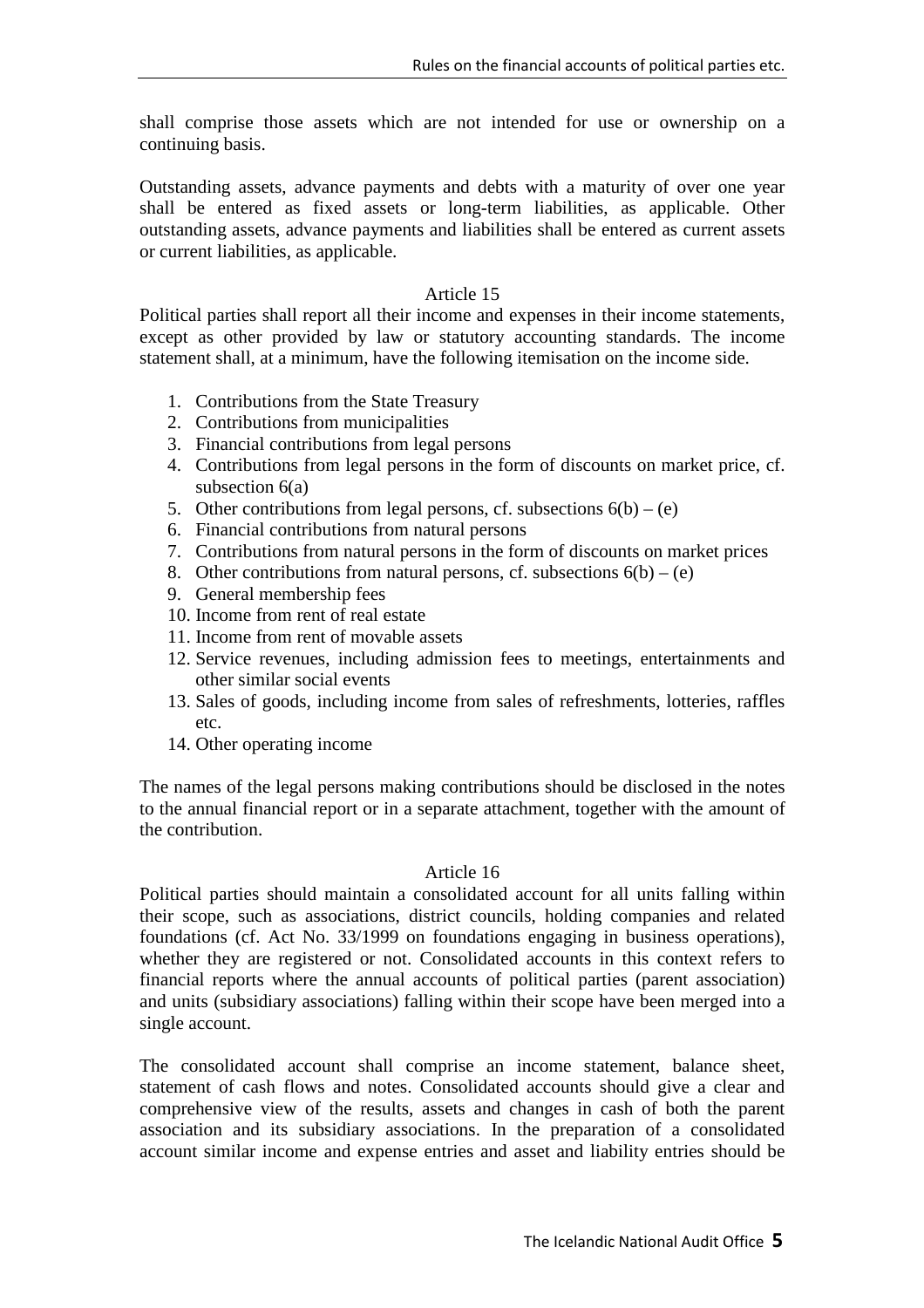shall comprise those assets which are not intended for use or ownership on a continuing basis.

Outstanding assets, advance payments and debts with a maturity of over one year shall be entered as fixed assets or long-term liabilities, as applicable. Other outstanding assets, advance payments and liabilities shall be entered as current assets or current liabilities, as applicable.

Article 15

Political parties shall report all their income and expenses in their income statements, except as other provided by law or statutory accounting standards. The income statement shall, at a minimum, have the following itemisation on the income side.

1. Contributions from the State Treasury
2. Contributions from municipalities
3. Financial contributions from legal persons
4. Contributions from legal persons in the form of discounts on market price, cf. subsection 6(a)
5. Other contributions from legal persons, cf. subsections 6(b) – (e)
6. Financial contributions from natural persons
7. Contributions from natural persons in the form of discounts on market prices
8. Other contributions from natural persons, cf. subsections 6(b) – (e)
9. General membership fees
10. Income from rent of real estate
11. Income from rent of movable assets
12. Service revenues, including admission fees to meetings, entertainments and other similar social events
13. Sales of goods, including income from sales of refreshments, lotteries, raffles etc.
14. Other operating income

The names of the legal persons making contributions should be disclosed in the notes to the annual financial report or in a separate attachment, together with the amount of the contribution.

Article 16

Political parties should maintain a consolidated account for all units falling within their scope, such as associations, district councils, holding companies and related foundations (cf. Act No. 33/1999 on foundations engaging in business operations), whether they are registered or not. Consolidated accounts in this context refers to financial reports where the annual accounts of political parties (parent association) and units (subsidiary associations) falling within their scope have been merged into a single account.

The consolidated account shall comprise an income statement, balance sheet, statement of cash flows and notes. Consolidated accounts should give a clear and comprehensive view of the results, assets and changes in cash of both the parent association and its subsidiary associations. In the preparation of a consolidated account similar income and expense entries and asset and liability entries should be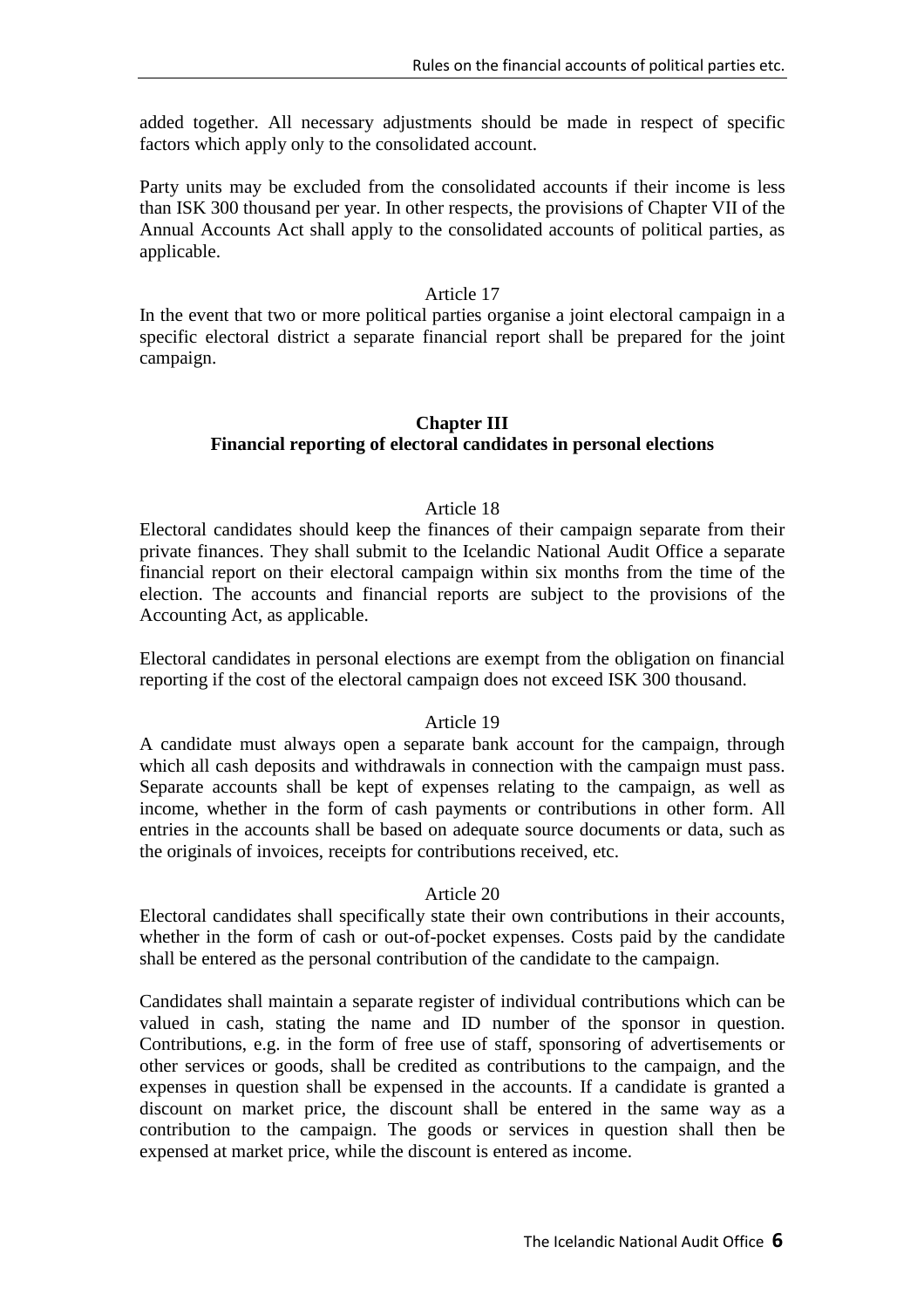added together. All necessary adjustments should be made in respect of specific factors which apply only to the consolidated account.

Party units may be excluded from the consolidated accounts if their income is less than ISK 300 thousand per year. In other respects, the provisions of Chapter VII of the Annual Accounts Act shall apply to the consolidated accounts of political parties, as applicable.

Article 17

In the event that two or more political parties organise a joint electoral campaign in a specific electoral district a separate financial report shall be prepared for the joint campaign.

## Chapter III
## Financial reporting of electoral candidates in personal elections

Article 18

Electoral candidates should keep the finances of their campaign separate from their private finances. They shall submit to the Icelandic National Audit Office a separate financial report on their electoral campaign within six months from the time of the election. The accounts and financial reports are subject to the provisions of the Accounting Act, as applicable.

Electoral candidates in personal elections are exempt from the obligation on financial reporting if the cost of the electoral campaign does not exceed ISK 300 thousand.

Article 19

A candidate must always open a separate bank account for the campaign, through which all cash deposits and withdrawals in connection with the campaign must pass. Separate accounts shall be kept of expenses relating to the campaign, as well as income, whether in the form of cash payments or contributions in other form. All entries in the accounts shall be based on adequate source documents or data, such as the originals of invoices, receipts for contributions received, etc.

Article 20

Electoral candidates shall specifically state their own contributions in their accounts, whether in the form of cash or out-of-pocket expenses. Costs paid by the candidate shall be entered as the personal contribution of the candidate to the campaign.

Candidates shall maintain a separate register of individual contributions which can be valued in cash, stating the name and ID number of the sponsor in question. Contributions, e.g. in the form of free use of staff, sponsoring of advertisements or other services or goods, shall be credited as contributions to the campaign, and the expenses in question shall be expensed in the accounts. If a candidate is granted a discount on market price, the discount shall be entered in the same way as a contribution to the campaign. The goods or services in question shall then be expensed at market price, while the discount is entered as income.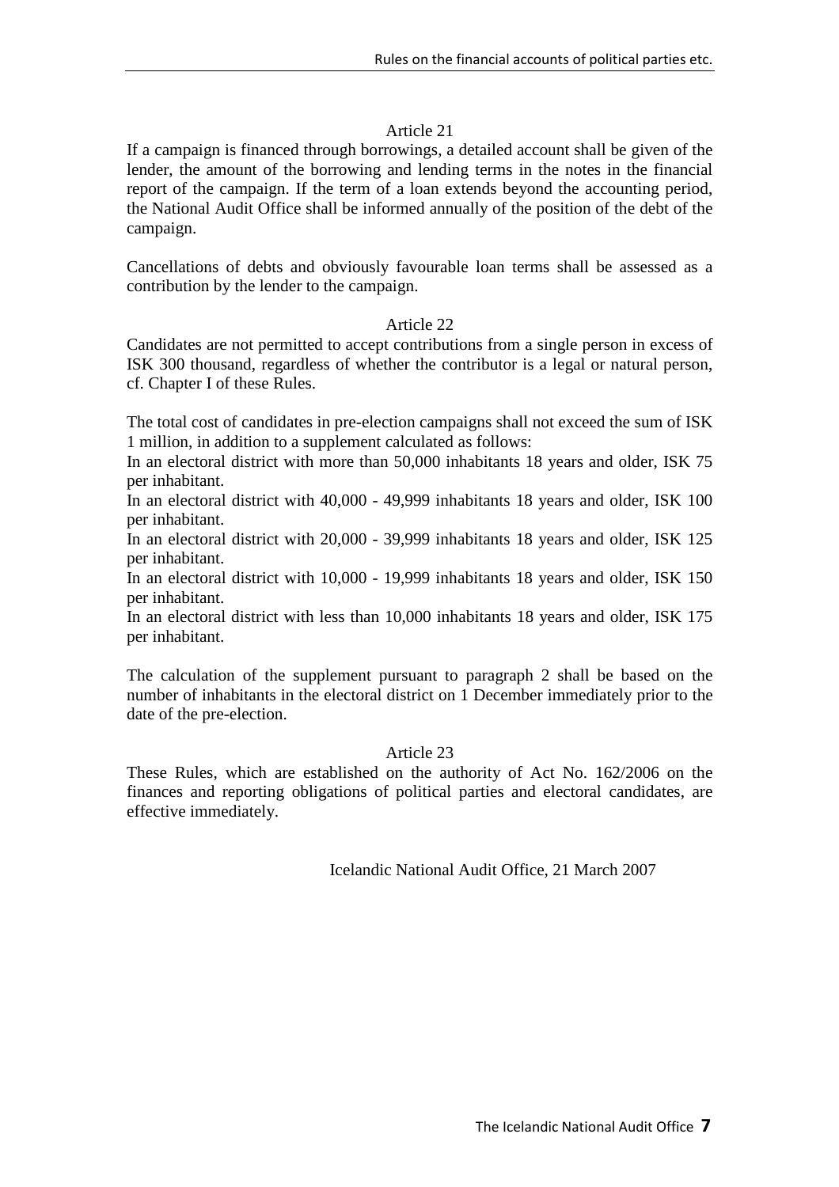### Article 21

If a campaign is financed through borrowings, a detailed account shall be given of the lender, the amount of the borrowing and lending terms in the notes in the financial report of the campaign. If the term of a loan extends beyond the accounting period, the National Audit Office shall be informed annually of the position of the debt of the campaign.

Cancellations of debts and obviously favourable loan terms shall be assessed as a contribution by the lender to the campaign.

### Article 22

Candidates are not permitted to accept contributions from a single person in excess of ISK 300 thousand, regardless of whether the contributor is a legal or natural person, cf. Chapter I of these Rules.

The total cost of candidates in pre-election campaigns shall not exceed the sum of ISK 1 million, in addition to a supplement calculated as follows:

In an electoral district with more than 50,000 inhabitants 18 years and older, ISK 75 per inhabitant.

In an electoral district with 40,000 - 49,999 inhabitants 18 years and older, ISK 100 per inhabitant.

In an electoral district with 20,000 - 39,999 inhabitants 18 years and older, ISK 125 per inhabitant.

In an electoral district with 10,000 - 19,999 inhabitants 18 years and older, ISK 150 per inhabitant.

In an electoral district with less than 10,000 inhabitants 18 years and older, ISK 175 per inhabitant.

The calculation of the supplement pursuant to paragraph 2 shall be based on the number of inhabitants in the electoral district on 1 December immediately prior to the date of the pre-election.

### Article 23

These Rules, which are established on the authority of Act No. 162/2006 on the finances and reporting obligations of political parties and electoral candidates, are effective immediately.

Icelandic National Audit Office, 21 March 2007